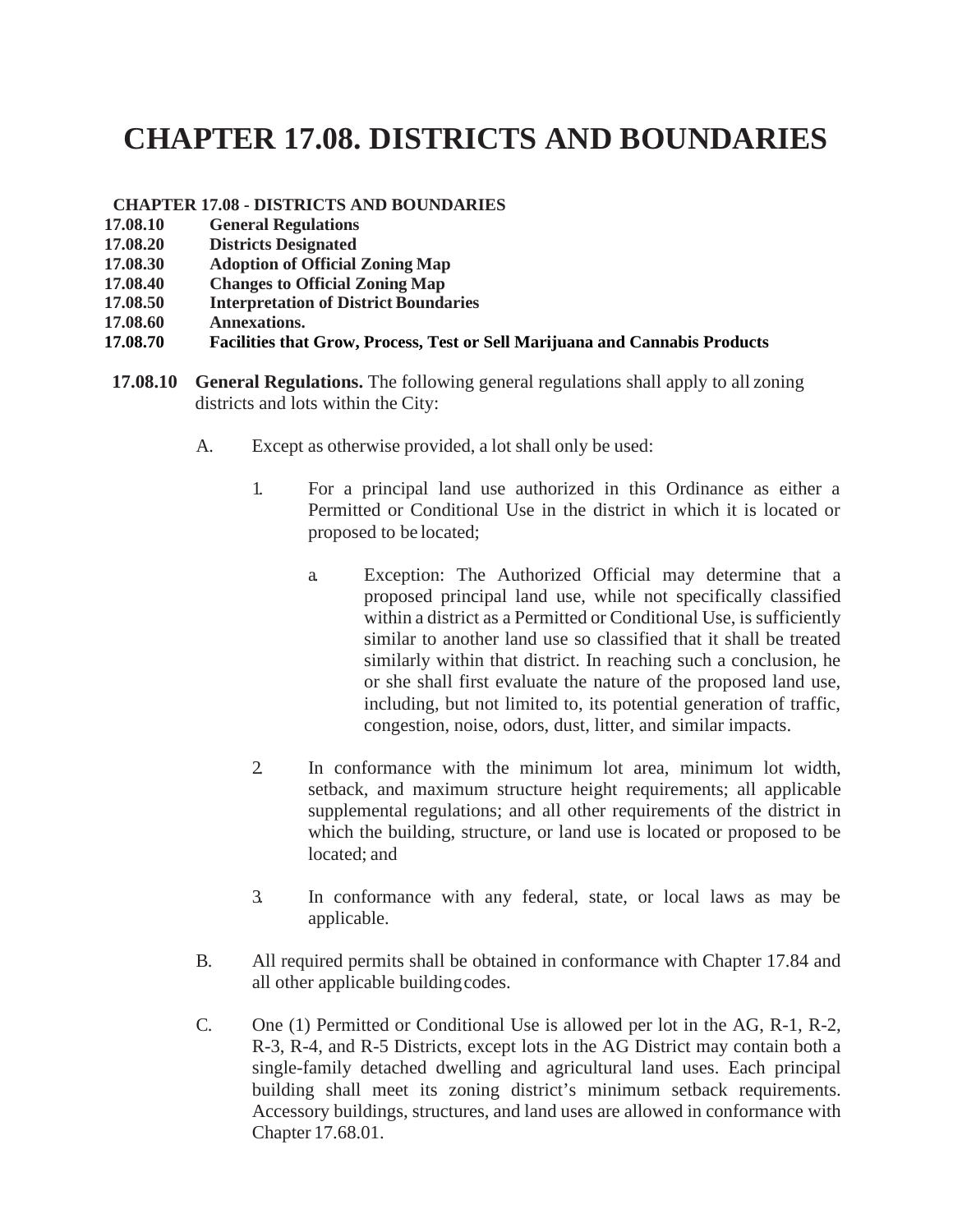# CHAPTER 17.08. DISTRICTS AND BOUNDARIES

**CHAPTER 17.08 - DISTRICTS AND BOUNDARIES**

| | |
|---|---|
| **17.08.10** | **General Regulations** |
| **17.08.20** | **Districts Designated** |
| **17.08.30** | **Adoption of Official Zoning Map** |
| **17.08.40** | **Changes to Official Zoning Map** |
| **17.08.50** | **Interpretation of District Boundaries** |
| **17.08.60** | **Annexations.** |
| **17.08.70** | **Facilities that Grow, Process, Test or Sell Marijuana and Cannabis Products** |

**17.08.10 General Regulations.** The following general regulations shall apply to all zoning districts and lots within the City:

A. Except as otherwise provided, a lot shall only be used:

1. For a principal land use authorized in this Ordinance as either a Permitted or Conditional Use in the district in which it is located or proposed to be located;

   a. Exception: The Authorized Official may determine that a proposed principal land use, while not specifically classified within a district as a Permitted or Conditional Use, is sufficiently similar to another land use so classified that it shall be treated similarly within that district. In reaching such a conclusion, he or she shall first evaluate the nature of the proposed land use, including, but not limited to, its potential generation of traffic, congestion, noise, odors, dust, litter, and similar impacts.

2. In conformance with the minimum lot area, minimum lot width, setback, and maximum structure height requirements; all applicable supplemental regulations; and all other requirements of the district in which the building, structure, or land use is located or proposed to be located; and

3. In conformance with any federal, state, or local laws as may be applicable.

B. All required permits shall be obtained in conformance with Chapter 17.84 and all other applicable building codes.

C. One (1) Permitted or Conditional Use is allowed per lot in the AG, R-1, R-2, R-3, R-4, and R-5 Districts, except lots in the AG District may contain both a single-family detached dwelling and agricultural land uses. Each principal building shall meet its zoning district's minimum setback requirements. Accessory buildings, structures, and land uses are allowed in conformance with Chapter 17.68.01.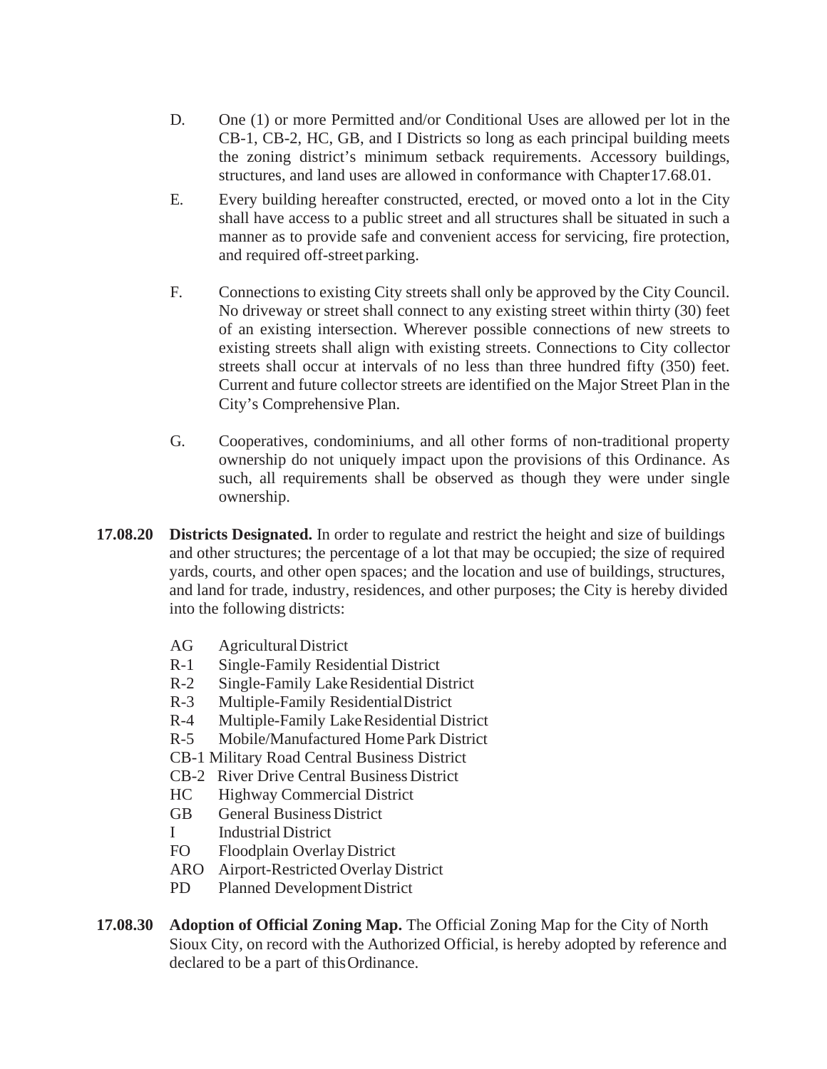D. One (1) or more Permitted and/or Conditional Uses are allowed per lot in the CB-1, CB-2, HC, GB, and I Districts so long as each principal building meets the zoning district's minimum setback requirements. Accessory buildings, structures, and land uses are allowed in conformance with Chapter17.68.01.

E. Every building hereafter constructed, erected, or moved onto a lot in the City shall have access to a public street and all structures shall be situated in such a manner as to provide safe and convenient access for servicing, fire protection, and required off-street parking.

F. Connections to existing City streets shall only be approved by the City Council. No driveway or street shall connect to any existing street within thirty (30) feet of an existing intersection. Wherever possible connections of new streets to existing streets shall align with existing streets. Connections to City collector streets shall occur at intervals of no less than three hundred fifty (350) feet. Current and future collector streets are identified on the Major Street Plan in the City's Comprehensive Plan.

G. Cooperatives, condominiums, and all other forms of non-traditional property ownership do not uniquely impact upon the provisions of this Ordinance. As such, all requirements shall be observed as though they were under single ownership.

**17.08.20 Districts Designated.** In order to regulate and restrict the height and size of buildings and other structures; the percentage of a lot that may be occupied; the size of required yards, courts, and other open spaces; and the location and use of buildings, structures, and land for trade, industry, residences, and other purposes; the City is hereby divided into the following districts:

AG Agricultural District
R-1 Single-Family Residential District
R-2 Single-Family Lake Residential District
R-3 Multiple-Family Residential District
R-4 Multiple-Family Lake Residential District
R-5 Mobile/Manufactured Home Park District
CB-1 Military Road Central Business District
CB-2 River Drive Central Business District
HC Highway Commercial District
GB General Business District
I Industrial District
FO Floodplain Overlay District
ARO Airport-Restricted Overlay District
PD Planned Development District

**17.08.30 Adoption of Official Zoning Map.** The Official Zoning Map for the City of North Sioux City, on record with the Authorized Official, is hereby adopted by reference and declared to be a part of this Ordinance.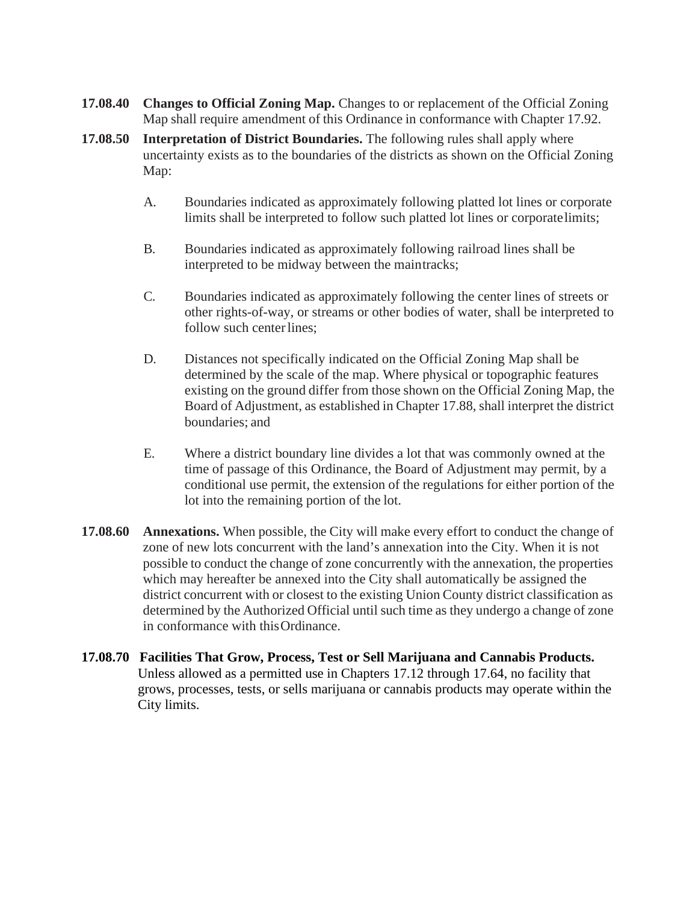**17.08.40 Changes to Official Zoning Map.** Changes to or replacement of the Official Zoning Map shall require amendment of this Ordinance in conformance with Chapter 17.92.

**17.08.50 Interpretation of District Boundaries.** The following rules shall apply where uncertainty exists as to the boundaries of the districts as shown on the Official Zoning Map:

A. Boundaries indicated as approximately following platted lot lines or corporate limits shall be interpreted to follow such platted lot lines or corporate limits;

B. Boundaries indicated as approximately following railroad lines shall be interpreted to be midway between the main tracks;

C. Boundaries indicated as approximately following the center lines of streets or other rights-of-way, or streams or other bodies of water, shall be interpreted to follow such center lines;

D. Distances not specifically indicated on the Official Zoning Map shall be determined by the scale of the map. Where physical or topographic features existing on the ground differ from those shown on the Official Zoning Map, the Board of Adjustment, as established in Chapter 17.88, shall interpret the district boundaries; and

E. Where a district boundary line divides a lot that was commonly owned at the time of passage of this Ordinance, the Board of Adjustment may permit, by a conditional use permit, the extension of the regulations for either portion of the lot into the remaining portion of the lot.

**17.08.60 Annexations.** When possible, the City will make every effort to conduct the change of zone of new lots concurrent with the land's annexation into the City. When it is not possible to conduct the change of zone concurrently with the annexation, the properties which may hereafter be annexed into the City shall automatically be assigned the district concurrent with or closest to the existing Union County district classification as determined by the Authorized Official until such time as they undergo a change of zone in conformance with this Ordinance.

**17.08.70 Facilities That Grow, Process, Test or Sell Marijuana and Cannabis Products.** Unless allowed as a permitted use in Chapters 17.12 through 17.64, no facility that grows, processes, tests, or sells marijuana or cannabis products may operate within the City limits.